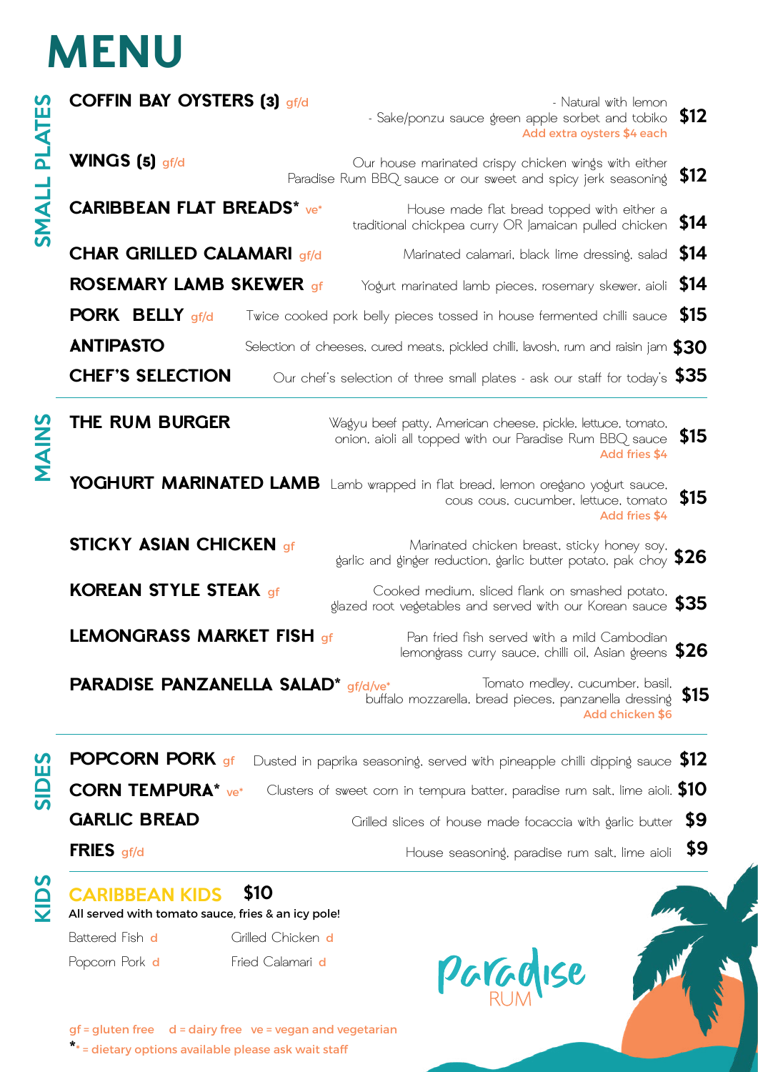# MENU

## SMALL PLATES

**COFFIN BAY OYSTERS (3)** gf/d — $12
- Natural with lemon
- Sake/ponzu sauce green apple sorbet and tobiko

Add extra oysters $4 each

**WINGS (5)** gf/d — $12
Our house marinated crispy chicken wings with either Paradise Rum BBQ sauce or our sweet and spicy jerk seasoning

**CARIBBEAN FLAT BREADS*** ve* — $14
House made flat bread topped with either a traditional chickpea curry OR Jamaican pulled chicken

**CHAR GRILLED CALAMARI** gf/d — $14
Marinated calamari, black lime dressing, salad

**ROSEMARY LAMB SKEWER** gf — $14
Yogurt marinated lamb pieces, rosemary skewer, aioli

**PORK BELLY** gf/d — $15
Twice cooked pork belly pieces tossed in house fermented chilli sauce

**ANTIPASTO** — $30
Selection of cheeses, cured meats, pickled chilli, lavosh, rum and raisin jam

**CHEF'S SELECTION** — $35
Our chef's selection of three small plates - ask our staff for today's

## MAINS

**THE RUM BURGER** — $15
Wagyu beef patty, American cheese, pickle, lettuce, tomato, onion, aioli all topped with our Paradise Rum BBQ sauce
Add fries $4

**YOGHURT MARINATED LAMB** — $15
Lamb wrapped in flat bread, lemon oregano yogurt sauce, cous cous, cucumber, lettuce, tomato
Add fries $4

**STICKY ASIAN CHICKEN** gf — $26
Marinated chicken breast, sticky honey soy, garlic and ginger reduction, garlic butter potato, pak choy

**KOREAN STYLE STEAK** gf — $35
Cooked medium, sliced flank on smashed potato, glazed root vegetables and served with our Korean sauce

**LEMONGRASS MARKET FISH** gf — $26
Pan fried fish served with a mild Cambodian lemongrass curry sauce, chilli oil, Asian greens

**PARADISE PANZANELLA SALAD*** gf/d/ve* — $15
Tomato medley, cucumber, basil, buffalo mozzarella, bread pieces, panzanella dressing
Add chicken $6

## SIDES

**POPCORN PORK** gf — $12
Dusted in paprika seasoning, served with pineapple chilli dipping sauce

**CORN TEMPURA*** ve* — $10
Clusters of sweet corn in tempura batter, paradise rum salt, lime aioli.

**GARLIC BREAD** — $9
Grilled slices of house made focaccia with garlic butter

**FRIES** gf/d — $9
House seasoning, paradise rum salt, lime aioli

## KIDS

**CARIBBEAN KIDS** $10
**All served with tomato sauce, fries & an icy pole!**

- Battered Fish d
- Grilled Chicken d
- Popcorn Pork d
- Fried Calamari d

Paradise RUM

gf = gluten free d = dairy free ve = vegan and vegetarian
* = dietary options available please ask wait staff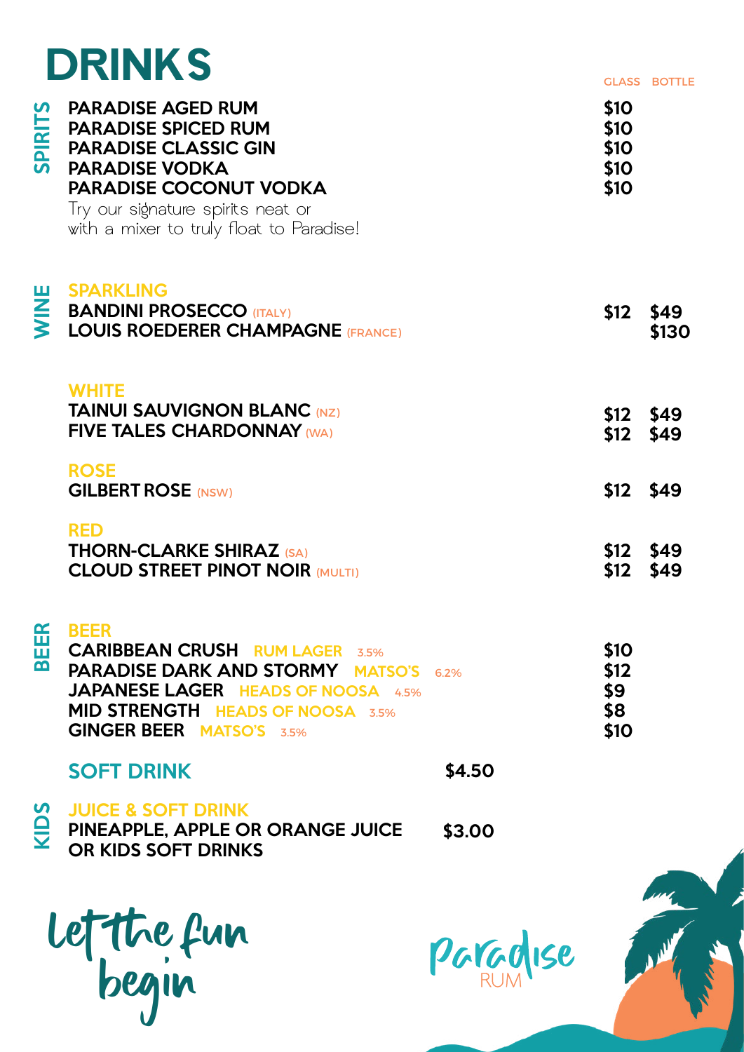# DRINKS

## SPIRITS

| | GLASS | BOTTLE |
|---|---|---|
| **PARADISE AGED RUM** | $10 | |
| **PARADISE SPICED RUM** | $10 | |
| **PARADISE CLASSIC GIN** | $10 | |
| **PARADISE VODKA** | $10 | |
| **PARADISE COCONUT VODKA** | $10 | |

Try our signature spirits neat or with a mixer to truly float to Paradise!

## WINE

### SPARKLING

| | GLASS | BOTTLE |
|---|---|---|
| **BANDINI PROSECCO** (ITALY) | $12 | $49 |
| **LOUIS ROEDERER CHAMPAGNE** (FRANCE) | | $130 |

### WHITE

| | GLASS | BOTTLE |
|---|---|---|
| **TAINUI SAUVIGNON BLANC** (NZ) | $12 | $49 |
| **FIVE TALES CHARDONNAY** (WA) | $12 | $49 |

### ROSE

| | GLASS | BOTTLE |
|---|---|---|
| **GILBERT ROSE** (NSW) | $12 | $49 |

### RED

| | GLASS | BOTTLE |
|---|---|---|
| **THORN-CLARKE SHIRAZ** (SA) | $12 | $49 |
| **CLOUD STREET PINOT NOIR** (MULTI) | $12 | $49 |

## BEER

| | GLASS |
|---|---|
| **CARIBBEAN CRUSH** RUM LAGER 3.5% | $10 |
| **PARADISE DARK AND STORMY** MATSO'S 6.2% | $12 |
| **JAPANESE LAGER** HEADS OF NOOSA 4.5% | $9 |
| **MID STRENGTH** HEADS OF NOOSA 3.5% | $8 |
| **GINGER BEER** MATSO'S 3.5% | $10 |

**SOFT DRINK** $4.50

## KIDS

### JUICE & SOFT DRINK

**PINEAPPLE, APPLE OR ORANGE JUICE OR KIDS SOFT DRINKS** $3.00

Let the fun begin

Paradise RUM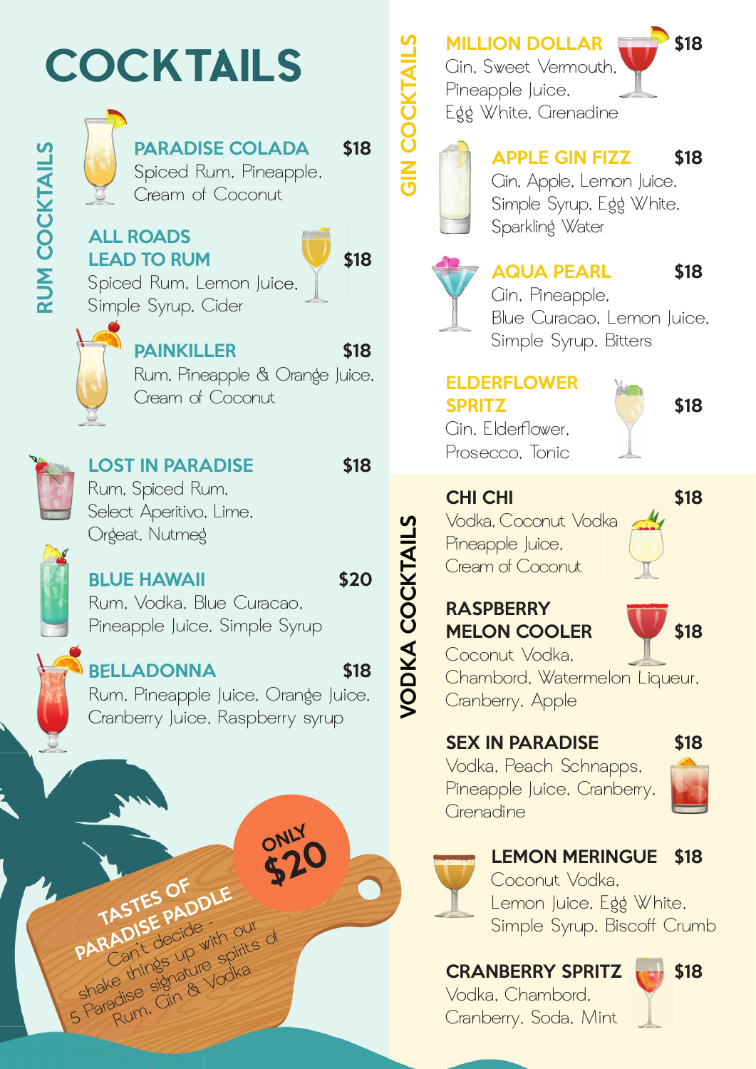# COCKTAILS

## RUM COCKTAILS

**PARADISE COLADA** $18
Spiced Rum, Pineapple, Cream of Coconut

**ALL ROADS LEAD TO RUM** $18
Spiced Rum, Lemon Juice, Simple Syrup, Cider

**PAINKILLER** $18
Rum, Pineapple & Orange Juice, Cream of Coconut

**LOST IN PARADISE** $18
Rum, Spiced Rum, Select Aperitivo, Lime, Orgeat, Nutmeg

**BLUE HAWAII** $20
Rum, Vodka, Blue Curacao, Pineapple Juice, Simple Syrup

**BELLADONNA** $18
Rum, Pineapple Juice, Orange Juice, Cranberry Juice, Raspberry syrup

**TASTES OF PARADISE PADDLE** — ONLY $20
Can't decide - shake things up with our 5 Paradise signature spirits of Rum, Gin & Vodka

## GIN COCKTAILS

**MILLION DOLLAR** $18
Gin, Sweet Vermouth, Pineapple Juice, Egg White, Grenadine

**APPLE GIN FIZZ** $18
Gin, Apple, Lemon Juice, Simple Syrup, Egg White, Sparkling Water

**AQUA PEARL** $18
Gin, Pineapple, Blue Curacao, Lemon Juice, Simple Syrup, Bitters

**ELDERFLOWER SPRITZ** $18
Gin, Elderflower, Prosecco, Tonic

## VODKA COCKTAILS

**CHI CHI** $18
Vodka, Coconut Vodka Pineapple Juice, Cream of Coconut

**RASPBERRY MELON COOLER** $18
Coconut Vodka, Chambord, Watermelon Liqueur, Cranberry, Apple

**SEX IN PARADISE** $18
Vodka, Peach Schnapps, Pineapple Juice, Cranberry, Grenadine

**LEMON MERINGUE** $18
Coconut Vodka, Lemon Juice, Egg White, Simple Syrup, Biscoff Crumb

**CRANBERRY SPRITZ** $18
Vodka, Chambord, Cranberry, Soda, Mint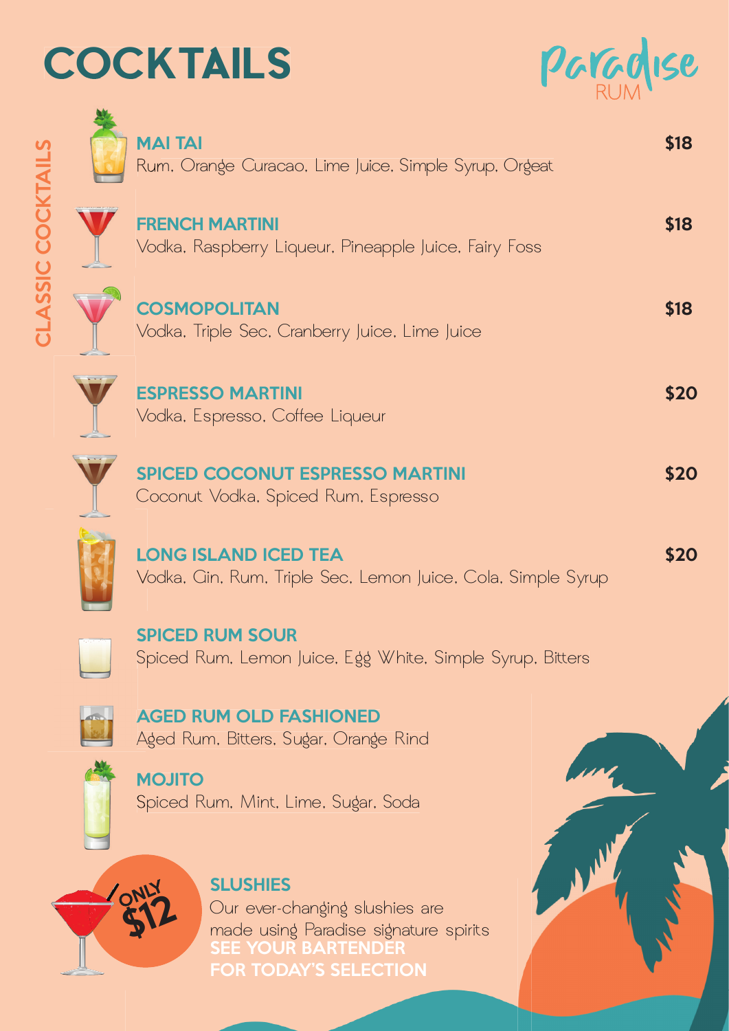# COCKTAILS

Paradise RUM

## CLASSIC COCKTAILS

**MAI TAI** — **$18**
Rum, Orange Curacao, Lime Juice, Simple Syrup, Orgeat

**FRENCH MARTINI** — **$18**
Vodka, Raspberry Liqueur, Pineapple Juice, Fairy Foss

**COSMOPOLITAN** — **$18**
Vodka, Triple Sec, Cranberry Juice, Lime Juice

**ESPRESSO MARTINI** — **$20**
Vodka, Espresso, Coffee Liqueur

**SPICED COCONUT ESPRESSO MARTINI** — **$20**
Coconut Vodka, Spiced Rum, Espresso

**LONG ISLAND ICED TEA** — **$20**
Vodka, Gin, Rum, Triple Sec, Lemon Juice, Cola, Simple Syrup

**SPICED RUM SOUR**
Spiced Rum, Lemon Juice, Egg White, Simple Syrup, Bitters

**AGED RUM OLD FASHIONED**
Aged Rum, Bitters, Sugar, Orange Rind

**MOJITO**
Spiced Rum, Mint, Lime, Sugar, Soda

**SLUSHIES** — ONLY $12
Our ever-changing slushies are made using Paradise signature spirits
**SEE YOUR BARTENDER FOR TODAY'S SELECTION**